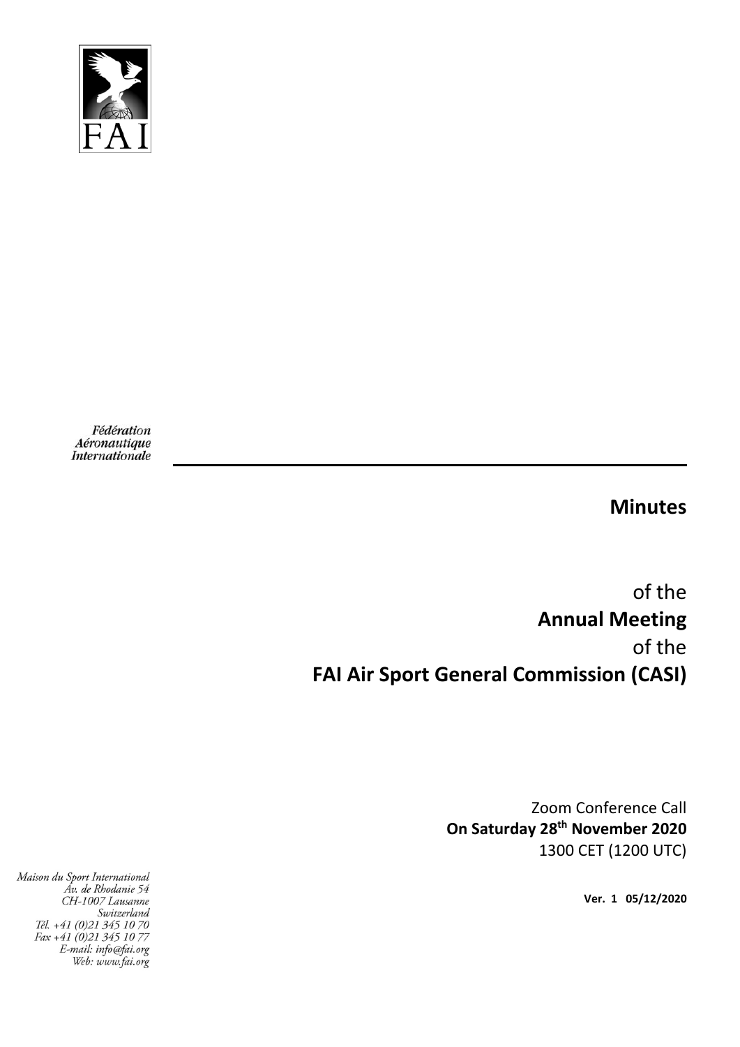FAI

Fédération
Aéronautique
Internationale

# Minutes

of the
**Annual Meeting**
of the
**FAI Air Sport General Commission (CASI)**

Zoom Conference Call
**On Saturday 28th November 2020**
1300 CET (1200 UTC)

**Ver. 1 05/12/2020**

Maison du Sport International
Av. de Rhodanie 54
CH-1007 Lausanne
Switzerland
Tél. +41 (0)21 345 10 70
Fax +41 (0)21 345 10 77
E-mail: info@fai.org
Web: www.fai.org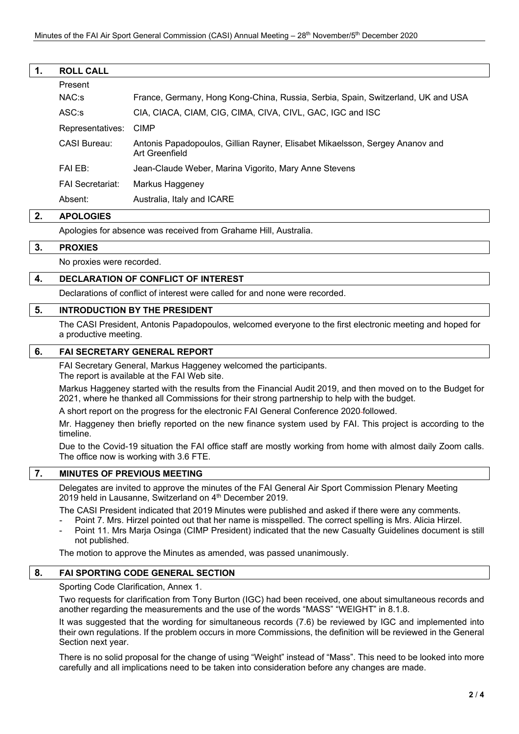## 1. ROLL CALL

Present

| | |
|---|---|
| NAC:s | France, Germany, Hong Kong-China, Russia, Serbia, Spain, Switzerland, UK and USA |
| ASC:s | CIA, CIACA, CIAM, CIG, CIMA, CIVA, CIVL, GAC, IGC and ISC |
| Representatives: | CIMP |
| CASI Bureau: | Antonis Papadopoulos, Gillian Rayner, Elisabet Mikaelsson, Sergey Ananov and Art Greenfield |
| FAI EB: | Jean-Claude Weber, Marina Vigorito, Mary Anne Stevens |
| FAI Secretariat: | Markus Haggeney |
| Absent: | Australia, Italy and ICARE |

## 2. APOLOGIES

Apologies for absence was received from Grahame Hill, Australia.

## 3. PROXIES

No proxies were recorded.

## 4. DECLARATION OF CONFLICT OF INTEREST

Declarations of conflict of interest were called for and none were recorded.

## 5. INTRODUCTION BY THE PRESIDENT

The CASI President, Antonis Papadopoulos, welcomed everyone to the first electronic meeting and hoped for a productive meeting.

## 6. FAI SECRETARY GENERAL REPORT

FAI Secretary General, Markus Haggeney welcomed the participants.
The report is available at the FAI Web site.

Markus Haggeney started with the results from the Financial Audit 2019, and then moved on to the Budget for 2021, where he thanked all Commissions for their strong partnership to help with the budget.

A short report on the progress for the electronic FAI General Conference 2020 followed.

Mr. Haggeney then briefly reported on the new finance system used by FAI. This project is according to the timeline.

Due to the Covid-19 situation the FAI office staff are mostly working from home with almost daily Zoom calls. The office now is working with 3.6 FTE.

## 7. MINUTES OF PREVIOUS MEETING

Delegates are invited to approve the minutes of the FAI General Air Sport Commission Plenary Meeting 2019 held in Lausanne, Switzerland on 4th December 2019.

The CASI President indicated that 2019 Minutes were published and asked if there were any comments.

- Point 7. Mrs. Hirzel pointed out that her name is misspelled. The correct spelling is Mrs. Alicia Hirzel.
- Point 11. Mrs Marja Osinga (CIMP President) indicated that the new Casualty Guidelines document is still not published.

The motion to approve the Minutes as amended, was passed unanimously.

## 8. FAI SPORTING CODE GENERAL SECTION

Sporting Code Clarification, Annex 1.

Two requests for clarification from Tony Burton (IGC) had been received, one about simultaneous records and another regarding the measurements and the use of the words "MASS" "WEIGHT" in 8.1.8.

It was suggested that the wording for simultaneous records (7.6) be reviewed by IGC and implemented into their own regulations. If the problem occurs in more Commissions, the definition will be reviewed in the General Section next year.

There is no solid proposal for the change of using "Weight" instead of "Mass". This need to be looked into more carefully and all implications need to be taken into consideration before any changes are made.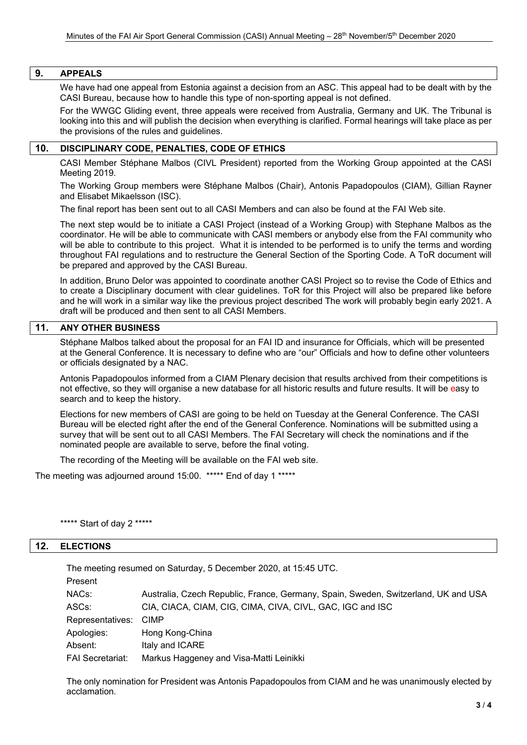## 9. APPEALS

We have had one appeal from Estonia against a decision from an ASC. This appeal had to be dealt with by the CASI Bureau, because how to handle this type of non-sporting appeal is not defined.

For the WWGC Gliding event, three appeals were received from Australia, Germany and UK. The Tribunal is looking into this and will publish the decision when everything is clarified. Formal hearings will take place as per the provisions of the rules and guidelines.

## 10. DISCIPLINARY CODE, PENALTIES, CODE OF ETHICS

CASI Member Stéphane Malbos (CIVL President) reported from the Working Group appointed at the CASI Meeting 2019.

The Working Group members were Stéphane Malbos (Chair), Antonis Papadopoulos (CIAM), Gillian Rayner and Elisabet Mikaelsson (ISC).

The final report has been sent out to all CASI Members and can also be found at the FAI Web site.

The next step would be to initiate a CASI Project (instead of a Working Group) with Stephane Malbos as the coordinator. He will be able to communicate with CASI members or anybody else from the FAI community who will be able to contribute to this project. What it is intended to be performed is to unify the terms and wording throughout FAI regulations and to restructure the General Section of the Sporting Code. A ToR document will be prepared and approved by the CASI Bureau.

In addition, Bruno Delor was appointed to coordinate another CASI Project so to revise the Code of Ethics and to create a Disciplinary document with clear guidelines. ToR for this Project will also be prepared like before and he will work in a similar way like the previous project described The work will probably begin early 2021. A draft will be produced and then sent to all CASI Members.

## 11. ANY OTHER BUSINESS

Stéphane Malbos talked about the proposal for an FAI ID and insurance for Officials, which will be presented at the General Conference. It is necessary to define who are "our" Officials and how to define other volunteers or officials designated by a NAC.

Antonis Papadopoulos informed from a CIAM Plenary decision that results archived from their competitions is not effective, so they will organise a new database for all historic results and future results. It will be easy to search and to keep the history.

Elections for new members of CASI are going to be held on Tuesday at the General Conference. The CASI Bureau will be elected right after the end of the General Conference. Nominations will be submitted using a survey that will be sent out to all CASI Members. The FAI Secretary will check the nominations and if the nominated people are available to serve, before the final voting.

The recording of the Meeting will be available on the FAI web site.

The meeting was adjourned around 15:00. ***** End of day 1 *****

***** Start of day 2 *****

## 12. ELECTIONS

The meeting resumed on Saturday, 5 December 2020, at 15:45 UTC.

Present

| | |
|---|---|
| NACs: | Australia, Czech Republic, France, Germany, Spain, Sweden, Switzerland, UK and USA |
| ASCs: | CIA, CIACA, CIAM, CIG, CIMA, CIVA, CIVL, GAC, IGC and ISC |
| Representatives: | CIMP |
| Apologies: | Hong Kong-China |
| Absent: | Italy and ICARE |
| FAI Secretariat: | Markus Haggeney and Visa-Matti Leinikki |

The only nomination for President was Antonis Papadopoulos from CIAM and he was unanimously elected by acclamation.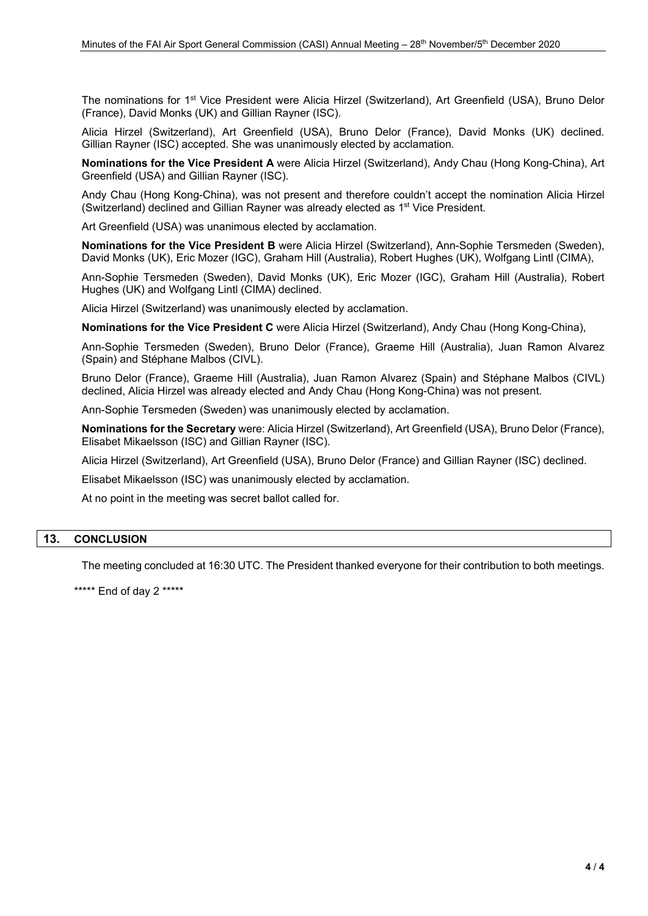The nominations for 1st Vice President were Alicia Hirzel (Switzerland), Art Greenfield (USA), Bruno Delor (France), David Monks (UK) and Gillian Rayner (ISC).

Alicia Hirzel (Switzerland), Art Greenfield (USA), Bruno Delor (France), David Monks (UK) declined. Gillian Rayner (ISC) accepted. She was unanimously elected by acclamation.

**Nominations for the Vice President A** were Alicia Hirzel (Switzerland), Andy Chau (Hong Kong-China), Art Greenfield (USA) and Gillian Rayner (ISC).

Andy Chau (Hong Kong-China), was not present and therefore couldn't accept the nomination Alicia Hirzel (Switzerland) declined and Gillian Rayner was already elected as 1st Vice President.

Art Greenfield (USA) was unanimous elected by acclamation.

**Nominations for the Vice President B** were Alicia Hirzel (Switzerland), Ann-Sophie Tersmeden (Sweden), David Monks (UK), Eric Mozer (IGC), Graham Hill (Australia), Robert Hughes (UK), Wolfgang Lintl (CIMA),

Ann-Sophie Tersmeden (Sweden), David Monks (UK), Eric Mozer (IGC), Graham Hill (Australia), Robert Hughes (UK) and Wolfgang Lintl (CIMA) declined.

Alicia Hirzel (Switzerland) was unanimously elected by acclamation.

**Nominations for the Vice President C** were Alicia Hirzel (Switzerland), Andy Chau (Hong Kong-China),

Ann-Sophie Tersmeden (Sweden), Bruno Delor (France), Graeme Hill (Australia), Juan Ramon Alvarez (Spain) and Stéphane Malbos (CIVL).

Bruno Delor (France), Graeme Hill (Australia), Juan Ramon Alvarez (Spain) and Stéphane Malbos (CIVL) declined, Alicia Hirzel was already elected and Andy Chau (Hong Kong-China) was not present.

Ann-Sophie Tersmeden (Sweden) was unanimously elected by acclamation.

**Nominations for the Secretary** were: Alicia Hirzel (Switzerland), Art Greenfield (USA), Bruno Delor (France), Elisabet Mikaelsson (ISC) and Gillian Rayner (ISC).

Alicia Hirzel (Switzerland), Art Greenfield (USA), Bruno Delor (France) and Gillian Rayner (ISC) declined.

Elisabet Mikaelsson (ISC) was unanimously elected by acclamation.

At no point in the meeting was secret ballot called for.

## 13. CONCLUSION

The meeting concluded at 16:30 UTC. The President thanked everyone for their contribution to both meetings.

***** End of day 2 *****